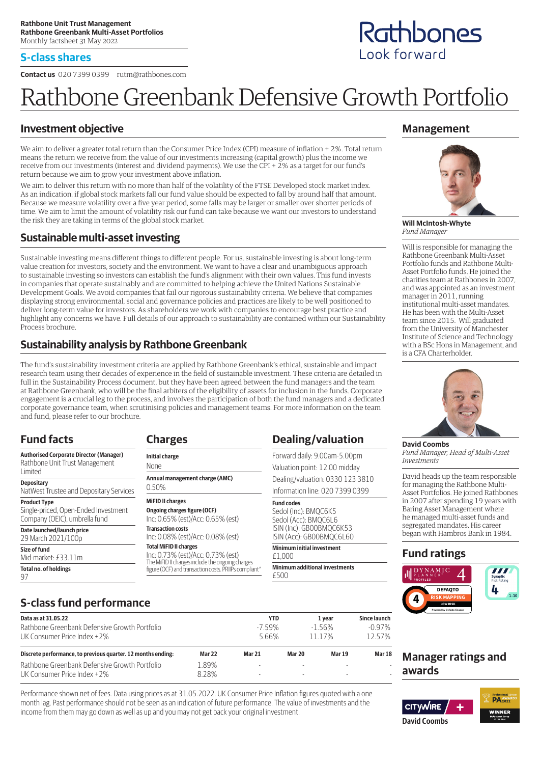**Rathbone Unit Trust Management**
**Rathbone Greenbank Multi-Asset Portfolios**
Monthly factsheet 31 May 2022

## S-class shares

**Contact us** 020 7399 0399 rutm@rathbones.com

Rathbones
Look forward

# Rathbone Greenbank Defensive Growth Portfolio

## Investment objective

We aim to deliver a greater total return than the Consumer Price Index (CPI) measure of inflation + 2%. Total return means the return we receive from the value of our investments increasing (capital growth) plus the income we receive from our investments (interest and dividend payments). We use the CPI + 2% as a target for our fund's return because we aim to grow your investment above inflation.

We aim to deliver this return with no more than half of the volatility of the FTSE Developed stock market index. As an indication, if global stock markets fall our fund value should be expected to fall by around half that amount. Because we measure volatility over a five year period, some falls may be larger or smaller over shorter periods of time. We aim to limit the amount of volatility risk our fund can take because we want our investors to understand the risk they are taking in terms of the global stock market.

## Sustainable multi-asset investing

Sustainable investing means different things to different people. For us, sustainable investing is about long-term value creation for investors, society and the environment. We want to have a clear and unambiguous approach to sustainable investing so investors can establish the fund's alignment with their own values. This fund invests in companies that operate sustainably and are committed to helping achieve the United Nations Sustainable Development Goals. We avoid companies that fail our rigorous sustainability criteria. We believe that companies displaying strong environmental, social and governance policies and practices are likely to be well positioned to deliver long-term value for investors. As shareholders we work with companies to encourage best practice and highlight any concerns we have. Full details of our approach to sustainability are contained within our Sustainability Process brochure.

## Sustainability analysis by Rathbone Greenbank

The fund's sustainability investment criteria are applied by Rathbone Greenbank's ethical, sustainable and impact research team using their decades of experience in the field of sustainable investment. These criteria are detailed in full in the Sustainability Process document, but they have been agreed between the fund managers and the team at Rathbone Greenbank, who will be the final arbiters of the eligibility of assets for inclusion in the funds. Corporate engagement is a crucial leg to the process, and involves the participation of both the fund managers and a dedicated corporate governance team, when scrutinising policies and management teams. For more information on the team and fund, please refer to our brochure.

## Fund facts

**Authorised Corporate Director (Manager)**
Rathbone Unit Trust Management Limited

**Depositary**
NatWest Trustee and Depositary Services

**Product Type**
Single-priced, Open-Ended Investment Company (OEIC), umbrella fund

**Date launched/launch price**
29 March 2021/100p

**Size of fund**
Mid-market: £33.11m

**Total no. of holdings**
97

## Charges

**Initial charge**
None

**Annual management charge (AMC)**
0.50%

**MiFID II charges**

**Ongoing charges figure (OCF)**
Inc: 0.65% (est)/Acc: 0.65% (est)

**Transaction costs**
Inc: 0.08% (est)/Acc: 0.08% (est)

**Total MiFID II charges**
Inc: 0.73% (est)/Acc: 0.73% (est)
The MiFID II charges include the ongoing charges figure (OCF) and transaction costs. PRIIPs compliant^

## Dealing/valuation

Forward daily: 9.00am-5.00pm

Valuation point: 12.00 midday

Dealing/valuation: 0330 123 3810

Information line: 020 7399 0399

**Fund codes**
Sedol (Inc): BMQC6K5
Sedol (Acc): BMQC6L6
ISIN (Inc): GB00BMQC6K53
ISIN (Acc): GB00BMQC6L60

**Minimum initial investment**
£1,000

**Minimum additional investments**
£500

## S-class fund performance

| Data as at 31.05.22 | YTD | 1 year | Since launch |
|---|---|---|---|
| Rathbone Greenbank Defensive Growth Portfolio | -7.59% | -1.56% | -0.97% |
| UK Consumer Price Index +2% | 5.66% | 11.17% | 12.57% |

| Discrete performance, to previous quarter. 12 months ending: | Mar 22 | Mar 21 | Mar 20 | Mar 19 | Mar 18 |
|---|---|---|---|---|---|
| Rathbone Greenbank Defensive Growth Portfolio | 1.89% | - | - | - | - |
| UK Consumer Price Index +2% | 8.28% | - | - | - | - |

Performance shown net of fees. Data using prices as at 31.05.2022. UK Consumer Price Inflation figures quoted with a one month lag. Past performance should not be seen as an indication of future performance. The value of investments and the income from them may go down as well as up and you may not get back your original investment.

## Management

**Will McIntosh-Whyte**
*Fund Manager*

Will is responsible for managing the Rathbone Greenbank Multi-Asset Portfolio funds and Rathbone Multi-Asset Portfolio funds. He joined the charities team at Rathbones in 2007, and was appointed as an investment manager in 2011, running institutional multi-asset mandates. He has been with the Multi-Asset team since 2015. Will graduated from the University of Manchester Institute of Science and Technology with a BSc Hons in Management, and is a CFA Charterholder.

**David Coombs**
*Fund Manager, Head of Multi-Asset Investments*

David heads up the team responsible for managing the Rathbone Multi-Asset Portfolios. He joined Rathbones in 2007 after spending 19 years with Baring Asset Management where he managed multi-asset funds and segregated mandates. His career began with Hambros Bank in 1984.

## Fund ratings

Dynamic Planner Profiled 4

Defaqto Risk Mapping 4 – Low Risk

Synaptic Risk Rating 4 (1-10)

## Manager ratings and awards

Citywire + David Coombs

Professional Adviser Awards 2022 – Winner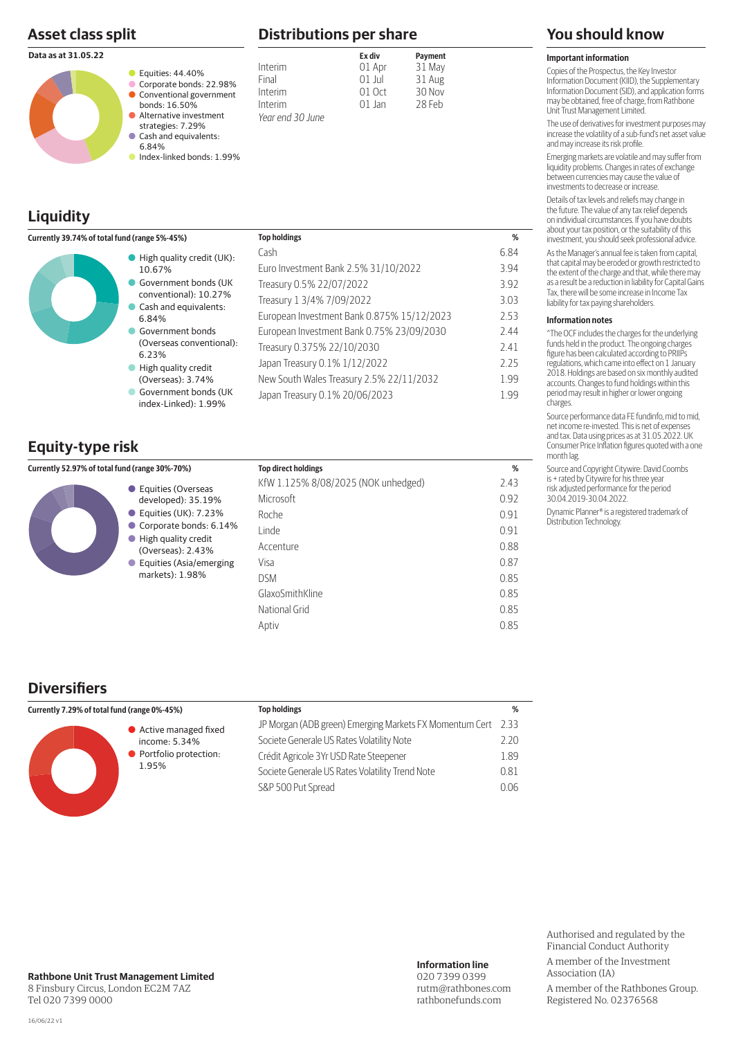## Asset class split

**Data as at 31.05.22**

- Equities: 44.40%
- Corporate bonds: 22.98%
- Conventional government bonds: 16.50%
- Alternative investment strategies: 7.29%
- Cash and equivalents: 6.84%
- Index-linked bonds: 1.99%

## Distributions per share

| | Ex div | Payment |
|---|---|---|
| Interim | 01 Apr | 31 May |
| Final | 01 Jul | 31 Aug |
| Interim | 01 Oct | 30 Nov |
| Interim | 01 Jan | 28 Feb |

*Year end 30 June*

## Liquidity

**Currently 39.74% of total fund (range 5%-45%)**

- High quality credit (UK): 10.67%
- Government bonds (UK conventional): 10.27%
- Cash and equivalents: 6.84%
- Government bonds (Overseas conventional): 6.23%
- High quality credit (Overseas): 3.74%
- Government bonds (UK index-Linked): 1.99%

| Top holdings | % |
|---|---|
| Cash | 6.84 |
| Euro Investment Bank 2.5% 31/10/2022 | 3.94 |
| Treasury 0.5% 22/07/2022 | 3.92 |
| Treasury 1 3/4% 7/09/2022 | 3.03 |
| European Investment Bank 0.875% 15/12/2023 | 2.53 |
| European Investment Bank 0.75% 23/09/2030 | 2.44 |
| Treasury 0.375% 22/10/2030 | 2.41 |
| Japan Treasury 0.1% 1/12/2022 | 2.25 |
| New South Wales Treasury 2.5% 22/11/2032 | 1.99 |
| Japan Treasury 0.1% 20/06/2023 | 1.99 |

## Equity-type risk

**Currently 52.97% of total fund (range 30%-70%)**

- Equities (Overseas developed): 35.19%
- Equities (UK): 7.23%
- Corporate bonds: 6.14%
- High quality credit (Overseas): 2.43%
- Equities (Asia/emerging markets): 1.98%

| Top direct holdings | % |
|---|---|
| KfW 1.125% 8/08/2025 (NOK unhedged) | 2.43 |
| Microsoft | 0.92 |
| Roche | 0.91 |
| Linde | 0.91 |
| Accenture | 0.88 |
| Visa | 0.87 |
| DSM | 0.85 |
| GlaxoSmithKline | 0.85 |
| National Grid | 0.85 |
| Aptiv | 0.85 |

## Diversifiers

**Currently 7.29% of total fund (range 0%-45%)**

- Active managed fixed income: 5.34%
- Portfolio protection: 1.95%

| Top holdings | % |
|---|---|
| JP Morgan (ADB green) Emerging Markets FX Momentum Cert | 2.33 |
| Societe Generale US Rates Volatility Note | 2.20 |
| Crédit Agricole 3Yr USD Rate Steepener | 1.89 |
| Societe Generale US Rates Volatility Trend Note | 0.81 |
| S&P 500 Put Spread | 0.06 |

## You should know

### Important information

Copies of the Prospectus, the Key Investor Information Document (KIID), the Supplementary Information Document (SID), and application forms may be obtained, free of charge, from Rathbone Unit Trust Management Limited.

The use of derivatives for investment purposes may increase the volatility of a sub-fund's net asset value and may increase its risk profile.

Emerging markets are volatile and may suffer from liquidity problems. Changes in rates of exchange between currencies may cause the value of investments to decrease or increase.

Details of tax levels and reliefs may change in the future. The value of any tax relief depends on individual circumstances. If you have doubts about your tax position, or the suitability of this investment, you should seek professional advice.

As the Manager's annual fee is taken from capital, that capital may be eroded or growth restricted to the extent of the charge and that, while there may as a result be a reduction in liability for Capital Gains Tax, there will be some increase in Income Tax liability for tax paying shareholders.

### Information notes

^The OCF includes the charges for the underlying funds held in the product. The ongoing charges figure has been calculated according to PRIIPs regulations, which came into effect on 1 January 2018. Holdings are based on six monthly audited accounts. Changes to fund holdings within this period may result in higher or lower ongoing charges.

Source performance data FE fundinfo, mid to mid, net income re-invested. This is net of expenses and tax. Data using prices as at 31.05.2022. UK Consumer Price Inflation figures quoted with a one month lag.

Source and Copyright Citywire: David Coombs is + rated by Citywire for his three year risk adjusted performance for the period 30.04.2019-30.04.2022.

Dynamic Planner® is a registered trademark of Distribution Technology.

**Rathbone Unit Trust Management Limited**
8 Finsbury Circus, London EC2M 7AZ
Tel 020 7399 0000

**Information line**
020 7399 0399
rutm@rathbones.com
rathbonefunds.com

Authorised and regulated by the Financial Conduct Authority

A member of the Investment Association (IA)

A member of the Rathbones Group. Registered No. 02376568

16/06/22 v1